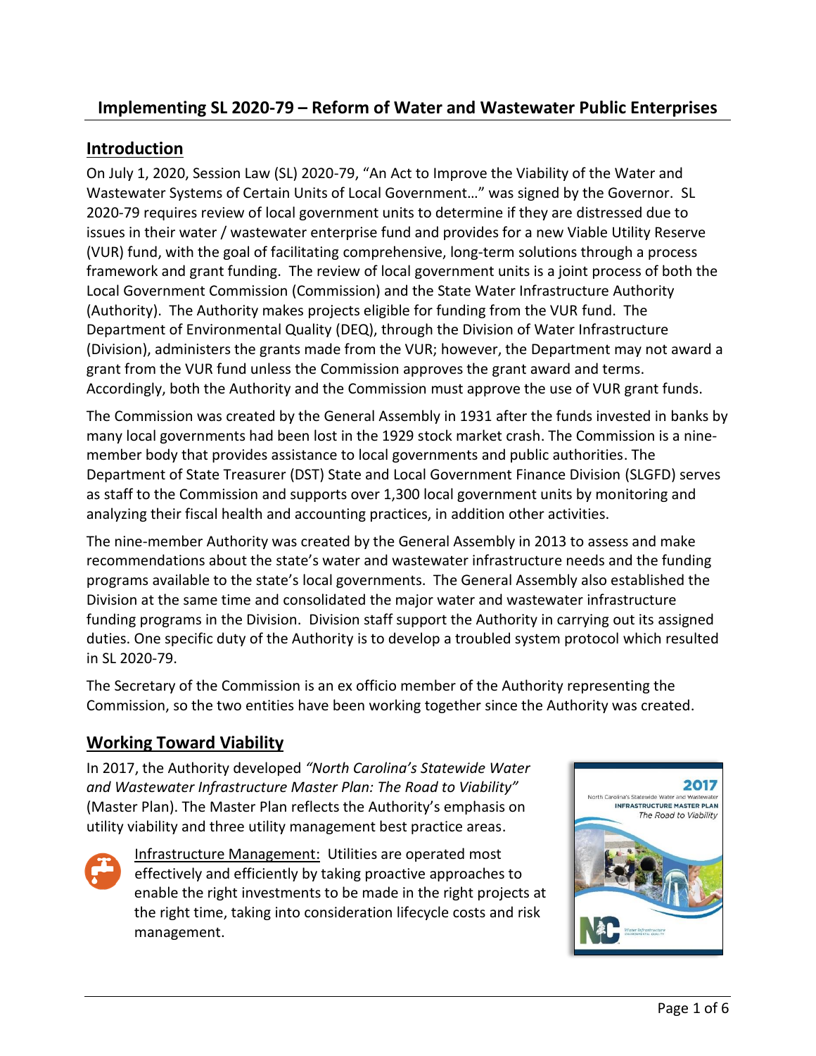# Implementing SL 2020-79 – Reform of Water and Wastewater Public Enterprises

## Introduction

On July 1, 2020, Session Law (SL) 2020-79, "An Act to Improve the Viability of the Water and Wastewater Systems of Certain Units of Local Government…" was signed by the Governor. SL 2020-79 requires review of local government units to determine if they are distressed due to issues in their water / wastewater enterprise fund and provides for a new Viable Utility Reserve (VUR) fund, with the goal of facilitating comprehensive, long-term solutions through a process framework and grant funding. The review of local government units is a joint process of both the Local Government Commission (Commission) and the State Water Infrastructure Authority (Authority). The Authority makes projects eligible for funding from the VUR fund. The Department of Environmental Quality (DEQ), through the Division of Water Infrastructure (Division), administers the grants made from the VUR; however, the Department may not award a grant from the VUR fund unless the Commission approves the grant award and terms. Accordingly, both the Authority and the Commission must approve the use of VUR grant funds.

The Commission was created by the General Assembly in 1931 after the funds invested in banks by many local governments had been lost in the 1929 stock market crash. The Commission is a nine-member body that provides assistance to local governments and public authorities. The Department of State Treasurer (DST) State and Local Government Finance Division (SLGFD) serves as staff to the Commission and supports over 1,300 local government units by monitoring and analyzing their fiscal health and accounting practices, in addition other activities.

The nine-member Authority was created by the General Assembly in 2013 to assess and make recommendations about the state's water and wastewater infrastructure needs and the funding programs available to the state's local governments. The General Assembly also established the Division at the same time and consolidated the major water and wastewater infrastructure funding programs in the Division. Division staff support the Authority in carrying out its assigned duties. One specific duty of the Authority is to develop a troubled system protocol which resulted in SL 2020-79.

The Secretary of the Commission is an ex officio member of the Authority representing the Commission, so the two entities have been working together since the Authority was created.

## Working Toward Viability

In 2017, the Authority developed *"North Carolina's Statewide Water and Wastewater Infrastructure Master Plan: The Road to Viability"* (Master Plan). The Master Plan reflects the Authority's emphasis on utility viability and three utility management best practice areas.

Infrastructure Management: Utilities are operated most effectively and efficiently by taking proactive approaches to enable the right investments to be made in the right projects at the right time, taking into consideration lifecycle costs and risk management.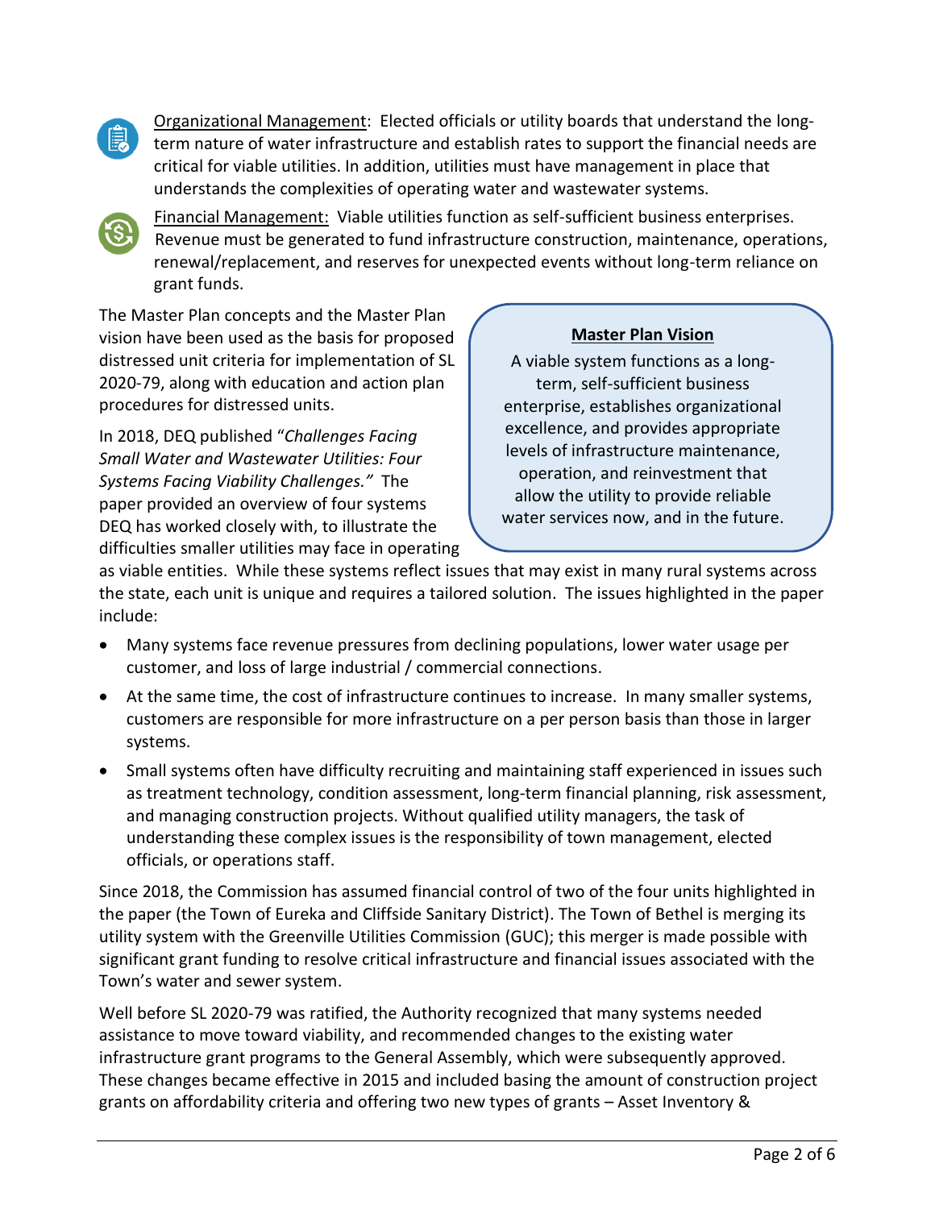Organizational Management: Elected officials or utility boards that understand the long-term nature of water infrastructure and establish rates to support the financial needs are critical for viable utilities. In addition, utilities must have management in place that understands the complexities of operating water and wastewater systems.

Financial Management: Viable utilities function as self-sufficient business enterprises. Revenue must be generated to fund infrastructure construction, maintenance, operations, renewal/replacement, and reserves for unexpected events without long-term reliance on grant funds.

> **Master Plan Vision**
>
> A viable system functions as a long-term, self-sufficient business enterprise, establishes organizational excellence, and provides appropriate levels of infrastructure maintenance, operation, and reinvestment that allow the utility to provide reliable water services now, and in the future.

The Master Plan concepts and the Master Plan vision have been used as the basis for proposed distressed unit criteria for implementation of SL 2020-79, along with education and action plan procedures for distressed units.

In 2018, DEQ published "*Challenges Facing Small Water and Wastewater Utilities: Four Systems Facing Viability Challenges.*" The paper provided an overview of four systems DEQ has worked closely with, to illustrate the difficulties smaller utilities may face in operating as viable entities. While these systems reflect issues that may exist in many rural systems across the state, each unit is unique and requires a tailored solution. The issues highlighted in the paper include:

- Many systems face revenue pressures from declining populations, lower water usage per customer, and loss of large industrial / commercial connections.
- At the same time, the cost of infrastructure continues to increase. In many smaller systems, customers are responsible for more infrastructure on a per person basis than those in larger systems.
- Small systems often have difficulty recruiting and maintaining staff experienced in issues such as treatment technology, condition assessment, long-term financial planning, risk assessment, and managing construction projects. Without qualified utility managers, the task of understanding these complex issues is the responsibility of town management, elected officials, or operations staff.

Since 2018, the Commission has assumed financial control of two of the four units highlighted in the paper (the Town of Eureka and Cliffside Sanitary District). The Town of Bethel is merging its utility system with the Greenville Utilities Commission (GUC); this merger is made possible with significant grant funding to resolve critical infrastructure and financial issues associated with the Town's water and sewer system.

Well before SL 2020-79 was ratified, the Authority recognized that many systems needed assistance to move toward viability, and recommended changes to the existing water infrastructure grant programs to the General Assembly, which were subsequently approved. These changes became effective in 2015 and included basing the amount of construction project grants on affordability criteria and offering two new types of grants – Asset Inventory &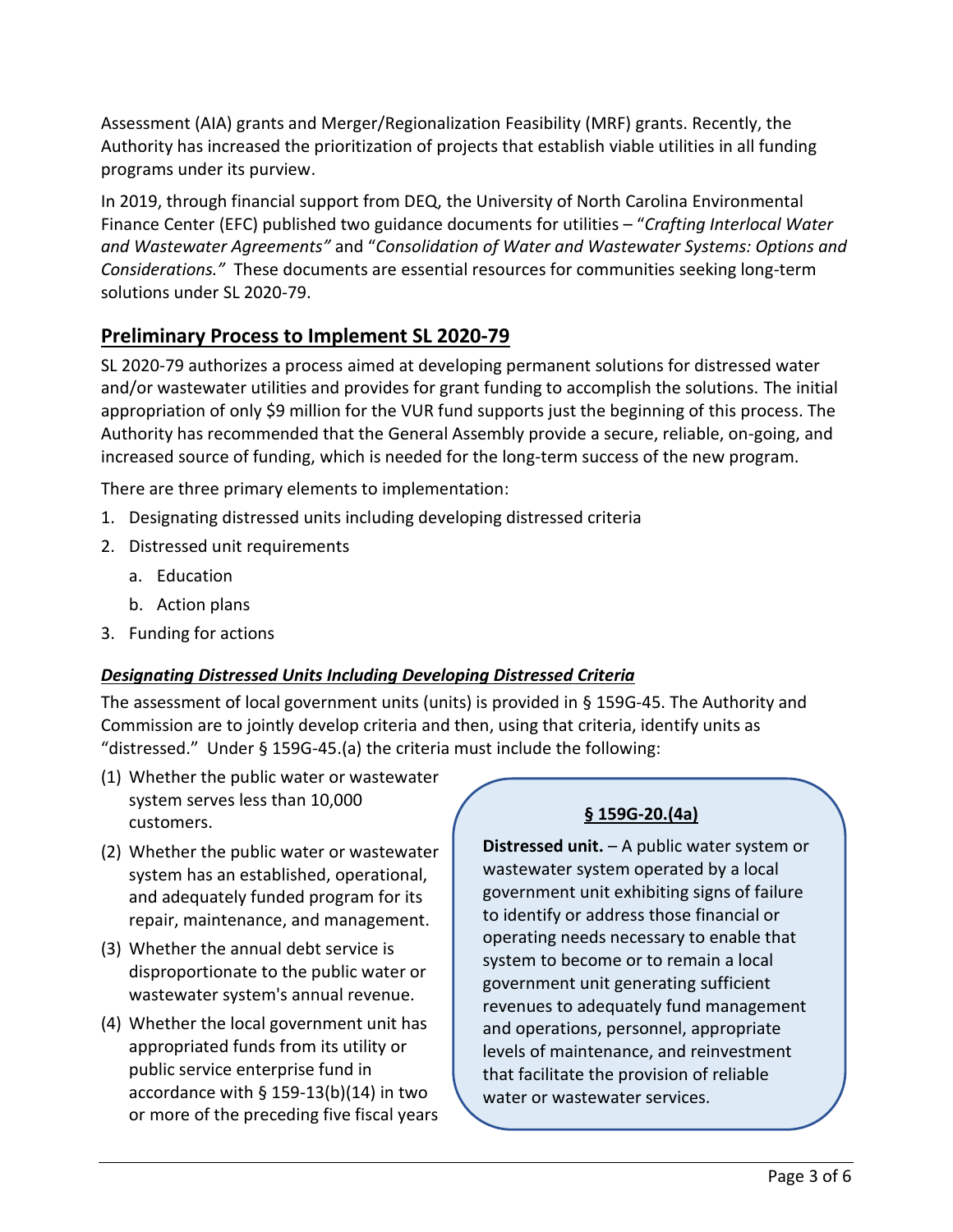Assessment (AIA) grants and Merger/Regionalization Feasibility (MRF) grants. Recently, the Authority has increased the prioritization of projects that establish viable utilities in all funding programs under its purview.

In 2019, through financial support from DEQ, the University of North Carolina Environmental Finance Center (EFC) published two guidance documents for utilities – "*Crafting Interlocal Water and Wastewater Agreements"* and "*Consolidation of Water and Wastewater Systems: Options and Considerations."* These documents are essential resources for communities seeking long-term solutions under SL 2020-79.

## Preliminary Process to Implement SL 2020-79

SL 2020-79 authorizes a process aimed at developing permanent solutions for distressed water and/or wastewater utilities and provides for grant funding to accomplish the solutions. The initial appropriation of only $9 million for the VUR fund supports just the beginning of this process. The Authority has recommended that the General Assembly provide a secure, reliable, on-going, and increased source of funding, which is needed for the long-term success of the new program.

There are three primary elements to implementation:

1. Designating distressed units including developing distressed criteria
2. Distressed unit requirements
   a. Education
   b. Action plans
3. Funding for actions

### *Designating Distressed Units Including Developing Distressed Criteria*

The assessment of local government units (units) is provided in § 159G-45. The Authority and Commission are to jointly develop criteria and then, using that criteria, identify units as "distressed." Under § 159G-45.(a) the criteria must include the following:

(1) Whether the public water or wastewater system serves less than 10,000 customers.

(2) Whether the public water or wastewater system has an established, operational, and adequately funded program for its repair, maintenance, and management.

(3) Whether the annual debt service is disproportionate to the public water or wastewater system's annual revenue.

(4) Whether the local government unit has appropriated funds from its utility or public service enterprise fund in accordance with § 159-13(b)(14) in two or more of the preceding five fiscal years

> **§ 159G-20.(4a)**
>
> **Distressed unit.** – A public water system or wastewater system operated by a local government unit exhibiting signs of failure to identify or address those financial or operating needs necessary to enable that system to become or to remain a local government unit generating sufficient revenues to adequately fund management and operations, personnel, appropriate levels of maintenance, and reinvestment that facilitate the provision of reliable water or wastewater services.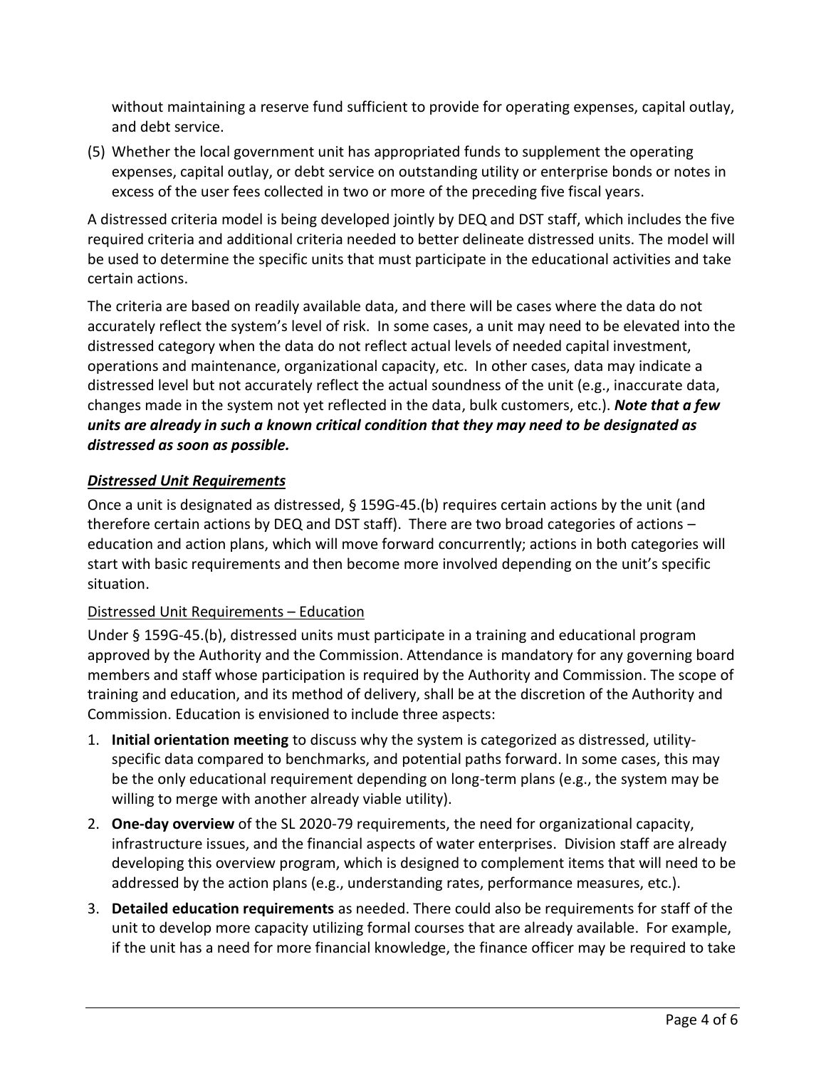without maintaining a reserve fund sufficient to provide for operating expenses, capital outlay, and debt service.

(5) Whether the local government unit has appropriated funds to supplement the operating expenses, capital outlay, or debt service on outstanding utility or enterprise bonds or notes in excess of the user fees collected in two or more of the preceding five fiscal years.

A distressed criteria model is being developed jointly by DEQ and DST staff, which includes the five required criteria and additional criteria needed to better delineate distressed units. The model will be used to determine the specific units that must participate in the educational activities and take certain actions.

The criteria are based on readily available data, and there will be cases where the data do not accurately reflect the system's level of risk. In some cases, a unit may need to be elevated into the distressed category when the data do not reflect actual levels of needed capital investment, operations and maintenance, organizational capacity, etc. In other cases, data may indicate a distressed level but not accurately reflect the actual soundness of the unit (e.g., inaccurate data, changes made in the system not yet reflected in the data, bulk customers, etc.). ***Note that a few units are already in such a known critical condition that they may need to be designated as distressed as soon as possible.***

***Distressed Unit Requirements***

Once a unit is designated as distressed, § 159G-45.(b) requires certain actions by the unit (and therefore certain actions by DEQ and DST staff). There are two broad categories of actions – education and action plans, which will move forward concurrently; actions in both categories will start with basic requirements and then become more involved depending on the unit's specific situation.

Distressed Unit Requirements – Education

Under § 159G-45.(b), distressed units must participate in a training and educational program approved by the Authority and the Commission. Attendance is mandatory for any governing board members and staff whose participation is required by the Authority and Commission. The scope of training and education, and its method of delivery, shall be at the discretion of the Authority and Commission. Education is envisioned to include three aspects:

1. **Initial orientation meeting** to discuss why the system is categorized as distressed, utility-specific data compared to benchmarks, and potential paths forward. In some cases, this may be the only educational requirement depending on long-term plans (e.g., the system may be willing to merge with another already viable utility).
2. **One-day overview** of the SL 2020-79 requirements, the need for organizational capacity, infrastructure issues, and the financial aspects of water enterprises. Division staff are already developing this overview program, which is designed to complement items that will need to be addressed by the action plans (e.g., understanding rates, performance measures, etc.).
3. **Detailed education requirements** as needed. There could also be requirements for staff of the unit to develop more capacity utilizing formal courses that are already available. For example, if the unit has a need for more financial knowledge, the finance officer may be required to take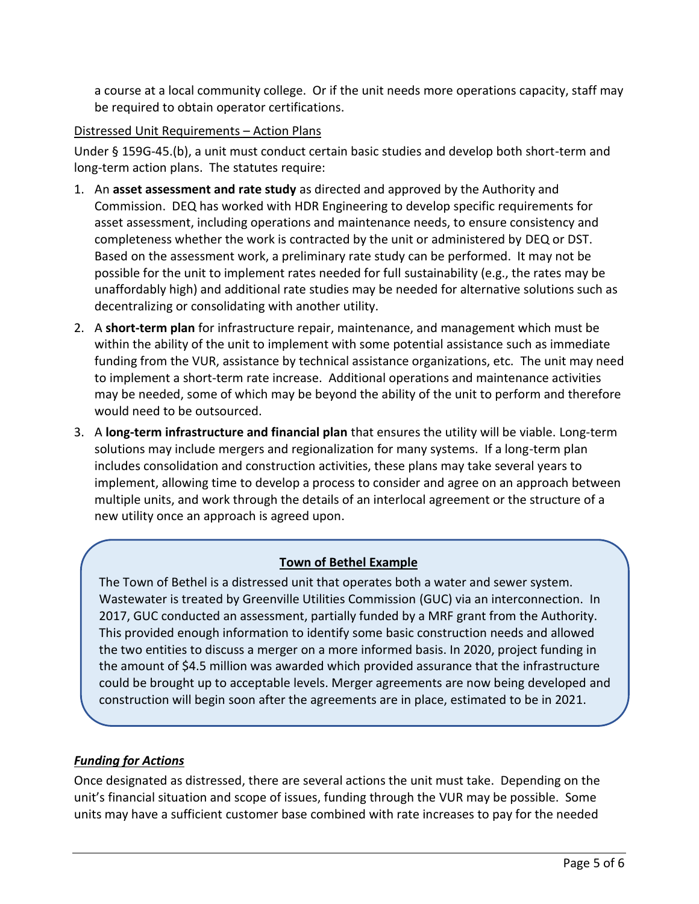a course at a local community college. Or if the unit needs more operations capacity, staff may be required to obtain operator certifications.

<u>Distressed Unit Requirements – Action Plans</u>

Under § 159G-45.(b), a unit must conduct certain basic studies and develop both short-term and long-term action plans. The statutes require:

1. An **asset assessment and rate study** as directed and approved by the Authority and Commission. DEQ has worked with HDR Engineering to develop specific requirements for asset assessment, including operations and maintenance needs, to ensure consistency and completeness whether the work is contracted by the unit or administered by DEQ or DST. Based on the assessment work, a preliminary rate study can be performed. It may not be possible for the unit to implement rates needed for full sustainability (e.g., the rates may be unaffordably high) and additional rate studies may be needed for alternative solutions such as decentralizing or consolidating with another utility.
2. A **short-term plan** for infrastructure repair, maintenance, and management which must be within the ability of the unit to implement with some potential assistance such as immediate funding from the VUR, assistance by technical assistance organizations, etc. The unit may need to implement a short-term rate increase. Additional operations and maintenance activities may be needed, some of which may be beyond the ability of the unit to perform and therefore would need to be outsourced.
3. A **long-term infrastructure and financial plan** that ensures the utility will be viable. Long-term solutions may include mergers and regionalization for many systems. If a long-term plan includes consolidation and construction activities, these plans may take several years to implement, allowing time to develop a process to consider and agree on an approach between multiple units, and work through the details of an interlocal agreement or the structure of a new utility once an approach is agreed upon.

> **<u>Town of Bethel Example</u>**
>
> The Town of Bethel is a distressed unit that operates both a water and sewer system. Wastewater is treated by Greenville Utilities Commission (GUC) via an interconnection. In 2017, GUC conducted an assessment, partially funded by a MRF grant from the Authority. This provided enough information to identify some basic construction needs and allowed the two entities to discuss a merger on a more informed basis. In 2020, project funding in the amount of $4.5 million was awarded which provided assurance that the infrastructure could be brought up to acceptable levels. Merger agreements are now being developed and construction will begin soon after the agreements are in place, estimated to be in 2021.

***<u>Funding for Actions</u>***

Once designated as distressed, there are several actions the unit must take. Depending on the unit's financial situation and scope of issues, funding through the VUR may be possible. Some units may have a sufficient customer base combined with rate increases to pay for the needed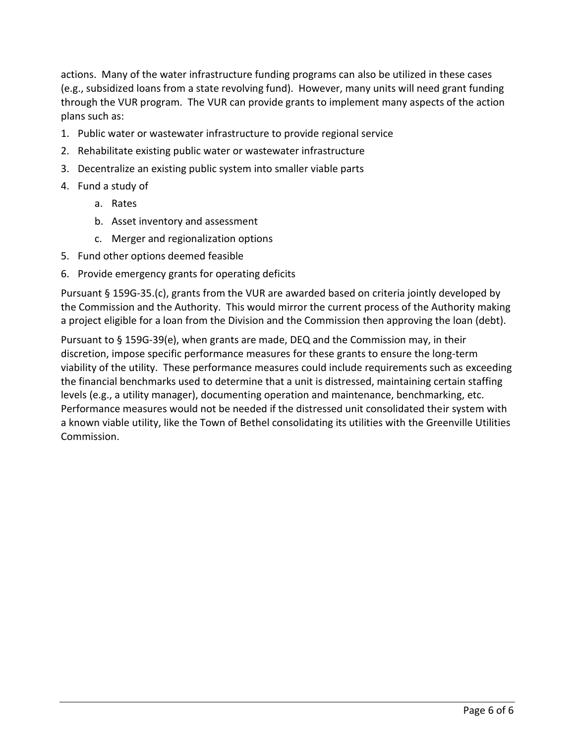actions. Many of the water infrastructure funding programs can also be utilized in these cases (e.g., subsidized loans from a state revolving fund). However, many units will need grant funding through the VUR program. The VUR can provide grants to implement many aspects of the action plans such as:

1. Public water or wastewater infrastructure to provide regional service
2. Rehabilitate existing public water or wastewater infrastructure
3. Decentralize an existing public system into smaller viable parts
4. Fund a study of
   a. Rates
   b. Asset inventory and assessment
   c. Merger and regionalization options
5. Fund other options deemed feasible
6. Provide emergency grants for operating deficits

Pursuant § 159G-35.(c), grants from the VUR are awarded based on criteria jointly developed by the Commission and the Authority. This would mirror the current process of the Authority making a project eligible for a loan from the Division and the Commission then approving the loan (debt).

Pursuant to § 159G-39(e), when grants are made, DEQ and the Commission may, in their discretion, impose specific performance measures for these grants to ensure the long-term viability of the utility. These performance measures could include requirements such as exceeding the financial benchmarks used to determine that a unit is distressed, maintaining certain staffing levels (e.g., a utility manager), documenting operation and maintenance, benchmarking, etc. Performance measures would not be needed if the distressed unit consolidated their system with a known viable utility, like the Town of Bethel consolidating its utilities with the Greenville Utilities Commission.